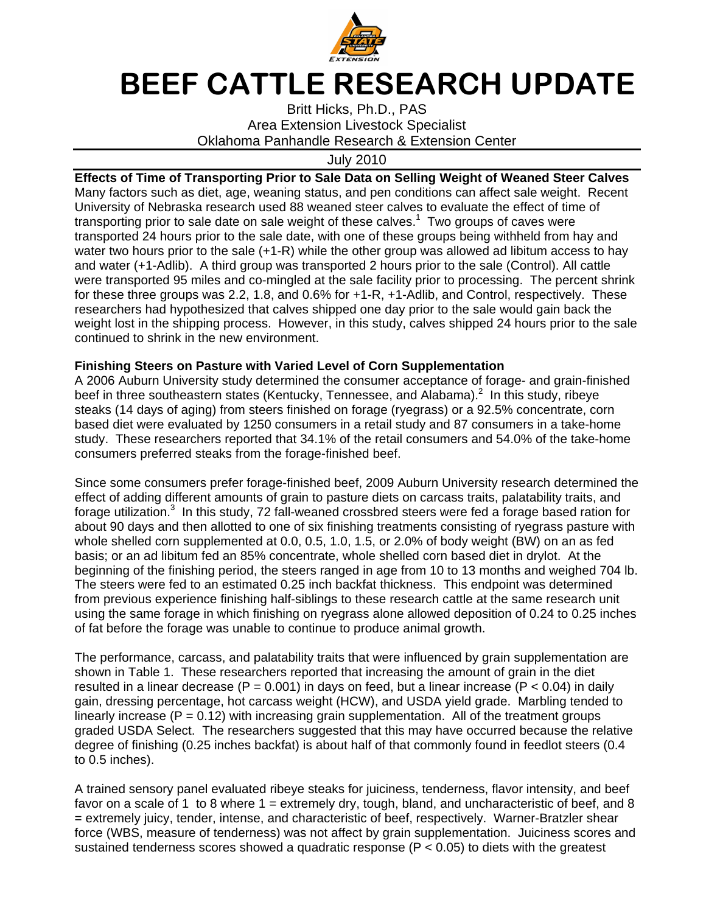# BEEF CATTLE RESEARCH UPDATE

Britt Hicks, Ph.D., PAS
Area Extension Livestock Specialist
Oklahoma Panhandle Research & Extension Center

July 2010

**Effects of Time of Transporting Prior to Sale Data on Selling Weight of Weaned Steer Calves**
Many factors such as diet, age, weaning status, and pen conditions can affect sale weight. Recent University of Nebraska research used 88 weaned steer calves to evaluate the effect of time of transporting prior to sale date on sale weight of these calves.[1] Two groups of caves were transported 24 hours prior to the sale date, with one of these groups being withheld from hay and water two hours prior to the sale (+1-R) while the other group was allowed ad libitum access to hay and water (+1-Adlib). A third group was transported 2 hours prior to the sale (Control). All cattle were transported 95 miles and co-mingled at the sale facility prior to processing. The percent shrink for these three groups was 2.2, 1.8, and 0.6% for +1-R, +1-Adlib, and Control, respectively. These researchers had hypothesized that calves shipped one day prior to the sale would gain back the weight lost in the shipping process. However, in this study, calves shipped 24 hours prior to the sale continued to shrink in the new environment.

**Finishing Steers on Pasture with Varied Level of Corn Supplementation**
A 2006 Auburn University study determined the consumer acceptance of forage- and grain-finished beef in three southeastern states (Kentucky, Tennessee, and Alabama).[2] In this study, ribeye steaks (14 days of aging) from steers finished on forage (ryegrass) or a 92.5% concentrate, corn based diet were evaluated by 1250 consumers in a retail study and 87 consumers in a take-home study. These researchers reported that 34.1% of the retail consumers and 54.0% of the take-home consumers preferred steaks from the forage-finished beef.

Since some consumers prefer forage-finished beef, 2009 Auburn University research determined the effect of adding different amounts of grain to pasture diets on carcass traits, palatability traits, and forage utilization.[3] In this study, 72 fall-weaned crossbred steers were fed a forage based ration for about 90 days and then allotted to one of six finishing treatments consisting of ryegrass pasture with whole shelled corn supplemented at 0.0, 0.5, 1.0, 1.5, or 2.0% of body weight (BW) on an as fed basis; or an ad libitum fed an 85% concentrate, whole shelled corn based diet in drylot. At the beginning of the finishing period, the steers ranged in age from 10 to 13 months and weighed 704 lb. The steers were fed to an estimated 0.25 inch backfat thickness. This endpoint was determined from previous experience finishing half-siblings to these research cattle at the same research unit using the same forage in which finishing on ryegrass alone allowed deposition of 0.24 to 0.25 inches of fat before the forage was unable to continue to produce animal growth.

The performance, carcass, and palatability traits that were influenced by grain supplementation are shown in Table 1. These researchers reported that increasing the amount of grain in the diet resulted in a linear decrease ($P = 0.001$) in days on feed, but a linear increase ($P < 0.04$) in daily gain, dressing percentage, hot carcass weight (HCW), and USDA yield grade. Marbling tended to linearly increase ($P = 0.12$) with increasing grain supplementation. All of the treatment groups graded USDA Select. The researchers suggested that this may have occurred because the relative degree of finishing (0.25 inches backfat) is about half of that commonly found in feedlot steers (0.4 to 0.5 inches).

A trained sensory panel evaluated ribeye steaks for juiciness, tenderness, flavor intensity, and beef favor on a scale of 1 to 8 where 1 = extremely dry, tough, bland, and uncharacteristic of beef, and 8 = extremely juicy, tender, intense, and characteristic of beef, respectively. Warner-Bratzler shear force (WBS, measure of tenderness) was not affect by grain supplementation. Juiciness scores and sustained tenderness scores showed a quadratic response ($P < 0.05$) to diets with the greatest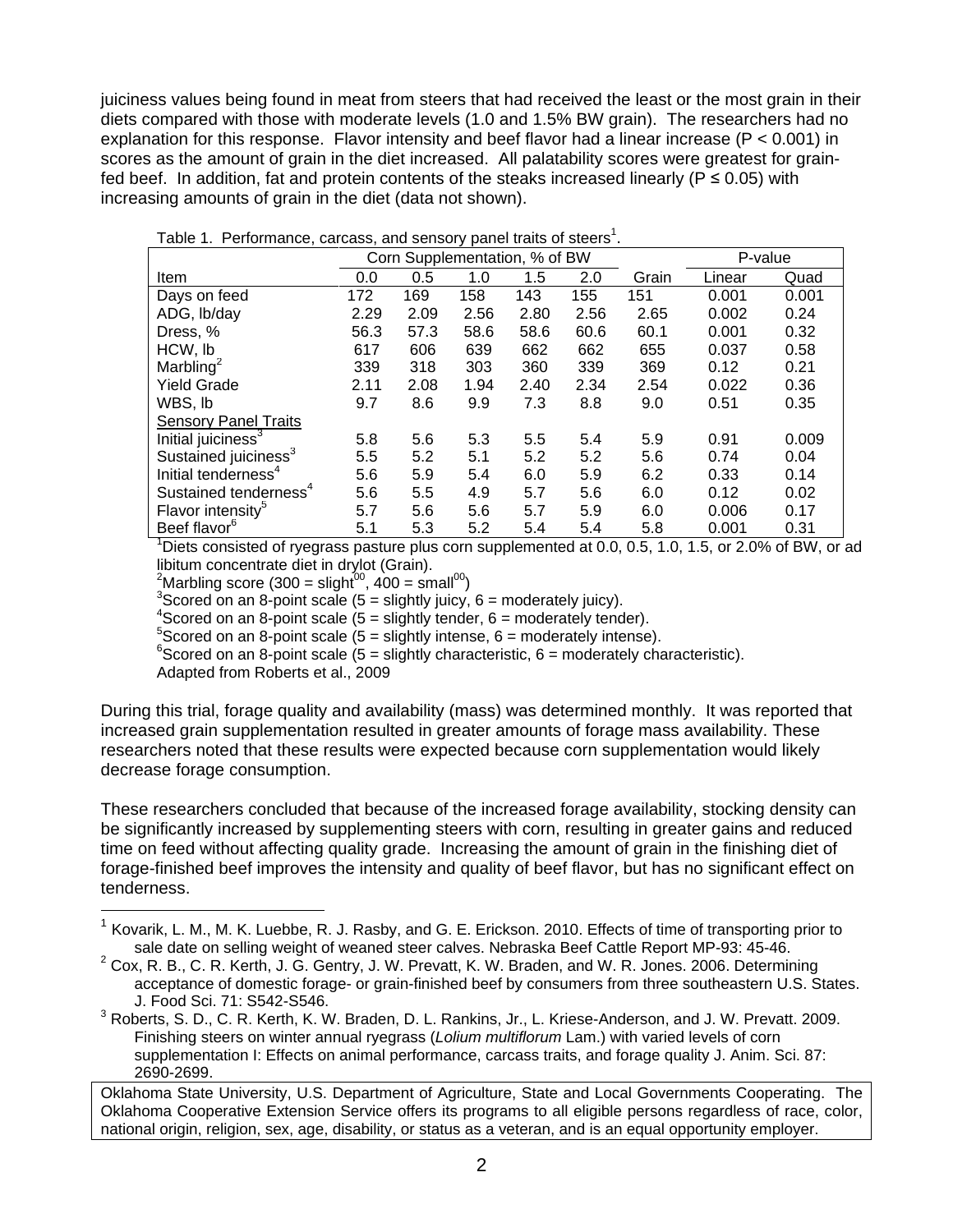juiciness values being found in meat from steers that had received the least or the most grain in their diets compared with those with moderate levels (1.0 and 1.5% BW grain). The researchers had no explanation for this response. Flavor intensity and beef flavor had a linear increase ($P < 0.001$) in scores as the amount of grain in the diet increased. All palatability scores were greatest for grain-fed beef. In addition, fat and protein contents of the steaks increased linearly ($P \leq 0.05$) with increasing amounts of grain in the diet (data not shown).

Table 1. Performance, carcass, and sensory panel traits of steers[1].

| | Corn Supplementation, % of BW | | | | | | P-value | |
|---|---|---|---|---|---|---|---|---|
| Item | 0.0 | 0.5 | 1.0 | 1.5 | 2.0 | Grain | Linear | Quad |
| Days on feed | 172 | 169 | 158 | 143 | 155 | 151 | 0.001 | 0.001 |
| ADG, lb/day | 2.29 | 2.09 | 2.56 | 2.80 | 2.56 | 2.65 | 0.002 | 0.24 |
| Dress, % | 56.3 | 57.3 | 58.6 | 58.6 | 60.6 | 60.1 | 0.001 | 0.32 |
| HCW, lb | 617 | 606 | 639 | 662 | 662 | 655 | 0.037 | 0.58 |
| Marbling[2] | 339 | 318 | 303 | 360 | 339 | 369 | 0.12 | 0.21 |
| Yield Grade | 2.11 | 2.08 | 1.94 | 2.40 | 2.34 | 2.54 | 0.022 | 0.36 |
| WBS, lb | 9.7 | 8.6 | 9.9 | 7.3 | 8.8 | 9.0 | 0.51 | 0.35 |
| Sensory Panel Traits | | | | | | | | |
| Initial juiciness[3] | 5.8 | 5.6 | 5.3 | 5.5 | 5.4 | 5.9 | 0.91 | 0.009 |
| Sustained juiciness[3] | 5.5 | 5.2 | 5.1 | 5.2 | 5.2 | 5.6 | 0.74 | 0.04 |
| Initial tenderness[4] | 5.6 | 5.9 | 5.4 | 6.0 | 5.9 | 6.2 | 0.33 | 0.14 |
| Sustained tenderness[4] | 5.6 | 5.5 | 4.9 | 5.7 | 5.6 | 6.0 | 0.12 | 0.02 |
| Flavor intensity[5] | 5.7 | 5.6 | 5.6 | 5.7 | 5.9 | 6.0 | 0.006 | 0.17 |
| Beef flavor[6] | 5.1 | 5.3 | 5.2 | 5.4 | 5.4 | 5.8 | 0.001 | 0.31 |

[1]Diets consisted of ryegrass pasture plus corn supplemented at 0.0, 0.5, 1.0, 1.5, or 2.0% of BW, or ad libitum concentrate diet in drylot (Grain).
[2]Marbling score (300 = slight[00], 400 = small[00])
[3]Scored on an 8-point scale (5 = slightly juicy, 6 = moderately juicy).
[4]Scored on an 8-point scale (5 = slightly tender, 6 = moderately tender).
[5]Scored on an 8-point scale (5 = slightly intense, 6 = moderately intense).
[6]Scored on an 8-point scale (5 = slightly characteristic, 6 = moderately characteristic).
Adapted from Roberts et al., 2009

During this trial, forage quality and availability (mass) was determined monthly. It was reported that increased grain supplementation resulted in greater amounts of forage mass availability. These researchers noted that these results were expected because corn supplementation would likely decrease forage consumption.

These researchers concluded that because of the increased forage availability, stocking density can be significantly increased by supplementing steers with corn, resulting in greater gains and reduced time on feed without affecting quality grade. Increasing the amount of grain in the finishing diet of forage-finished beef improves the intensity and quality of beef flavor, but has no significant effect on tenderness.

---

[1] Kovarik, L. M., M. K. Luebbe, R. J. Rasby, and G. E. Erickson. 2010. Effects of time of transporting prior to sale date on selling weight of weaned steer calves. Nebraska Beef Cattle Report MP-93: 45-46.

[2] Cox, R. B., C. R. Kerth, J. G. Gentry, J. W. Prevatt, K. W. Braden, and W. R. Jones. 2006. Determining acceptance of domestic forage- or grain-finished beef by consumers from three southeastern U.S. States. J. Food Sci. 71: S542-S546.

[3] Roberts, S. D., C. R. Kerth, K. W. Braden, D. L. Rankins, Jr., L. Kriese-Anderson, and J. W. Prevatt. 2009. Finishing steers on winter annual ryegrass (*Lolium multiflorum* Lam.) with varied levels of corn supplementation I: Effects on animal performance, carcass traits, and forage quality J. Anim. Sci. 87: 2690-2699.

Oklahoma State University, U.S. Department of Agriculture, State and Local Governments Cooperating. The Oklahoma Cooperative Extension Service offers its programs to all eligible persons regardless of race, color, national origin, religion, sex, age, disability, or status as a veteran, and is an equal opportunity employer.